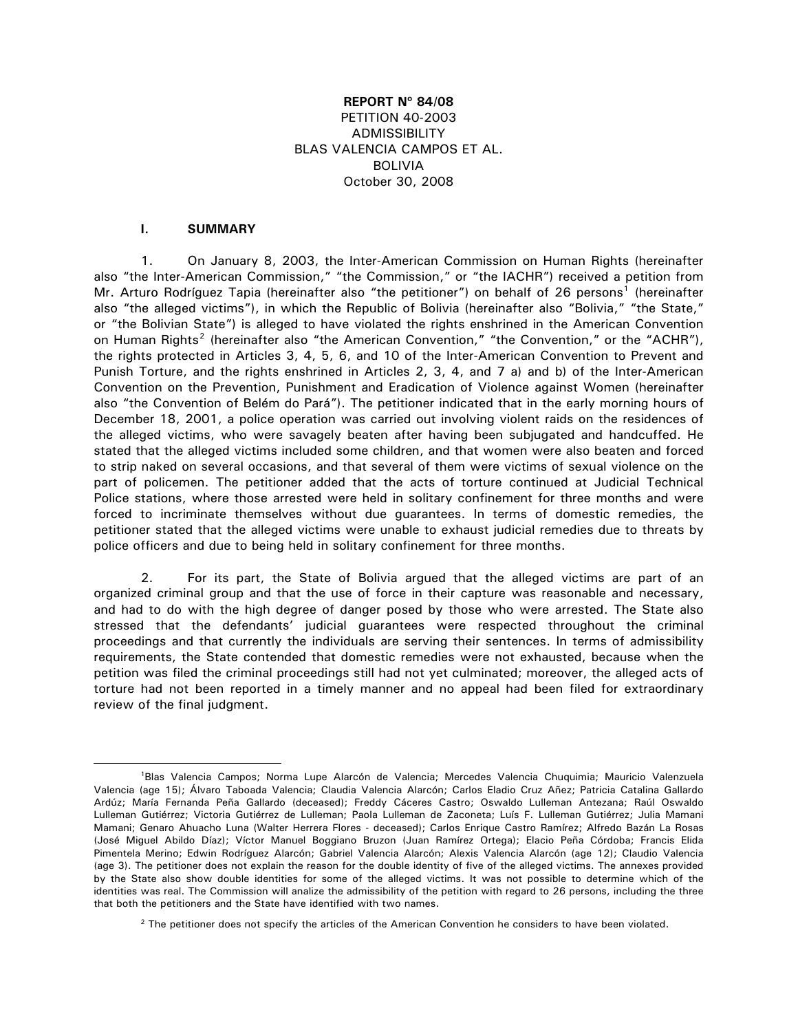**REPORT Nº 84/08**
PETITION 40-2003
ADMISSIBILITY
BLAS VALENCIA CAMPOS ET AL.
BOLIVIA
October 30, 2008

## I. SUMMARY

1. On January 8, 2003, the Inter-American Commission on Human Rights (hereinafter also "the Inter-American Commission," "the Commission," or "the IACHR") received a petition from Mr. Arturo Rodríguez Tapia (hereinafter also "the petitioner") on behalf of 26 persons[1] (hereinafter also "the alleged victims"), in which the Republic of Bolivia (hereinafter also "Bolivia," "the State," or "the Bolivian State") is alleged to have violated the rights enshrined in the American Convention on Human Rights[2] (hereinafter also "the American Convention," "the Convention," or the "ACHR"), the rights protected in Articles 3, 4, 5, 6, and 10 of the Inter-American Convention to Prevent and Punish Torture, and the rights enshrined in Articles 2, 3, 4, and 7 a) and b) of the Inter-American Convention on the Prevention, Punishment and Eradication of Violence against Women (hereinafter also "the Convention of Belém do Pará"). The petitioner indicated that in the early morning hours of December 18, 2001, a police operation was carried out involving violent raids on the residences of the alleged victims, who were savagely beaten after having been subjugated and handcuffed. He stated that the alleged victims included some children, and that women were also beaten and forced to strip naked on several occasions, and that several of them were victims of sexual violence on the part of policemen. The petitioner added that the acts of torture continued at Judicial Technical Police stations, where those arrested were held in solitary confinement for three months and were forced to incriminate themselves without due guarantees. In terms of domestic remedies, the petitioner stated that the alleged victims were unable to exhaust judicial remedies due to threats by police officers and due to being held in solitary confinement for three months.

2. For its part, the State of Bolivia argued that the alleged victims are part of an organized criminal group and that the use of force in their capture was reasonable and necessary, and had to do with the high degree of danger posed by those who were arrested. The State also stressed that the defendants' judicial guarantees were respected throughout the criminal proceedings and that currently the individuals are serving their sentences. In terms of admissibility requirements, the State contended that domestic remedies were not exhausted, because when the petition was filed the criminal proceedings still had not yet culminated; moreover, the alleged acts of torture had not been reported in a timely manner and no appeal had been filed for extraordinary review of the final judgment.

---

[1] Blas Valencia Campos; Norma Lupe Alarcón de Valencia; Mercedes Valencia Chuquimia; Mauricio Valenzuela Valencia (age 15); Álvaro Taboada Valencia; Claudia Valencia Alarcón; Carlos Eladio Cruz Añez; Patricia Catalina Gallardo Ardúz; María Fernanda Peña Gallardo (deceased); Freddy Cáceres Castro; Oswaldo Lulleman Antezana; Raúl Oswaldo Lulleman Gutiérrez; Victoria Gutiérrez de Lulleman; Paola Lulleman de Zaconeta; Luís F. Lulleman Gutiérrez; Julia Mamani Mamani; Genaro Ahuacho Luna (Walter Herrera Flores - deceased); Carlos Enrique Castro Ramírez; Alfredo Bazán La Rosas (José Miguel Abildo Díaz); Víctor Manuel Boggiano Bruzon (Juan Ramírez Ortega); Elacio Peña Córdoba; Francis Elida Pimentela Merino; Edwin Rodríguez Alarcón; Gabriel Valencia Alarcón; Alexis Valencia Alarcón (age 12); Claudio Valencia (age 3). The petitioner does not explain the reason for the double identity of five of the alleged victims. The annexes provided by the State also show double identities for some of the alleged victims. It was not possible to determine which of the identities was real. The Commission will analize the admissibility of the petition with regard to 26 persons, including the three that both the petitioners and the State have identified with two names.

[2] The petitioner does not specify the articles of the American Convention he considers to have been violated.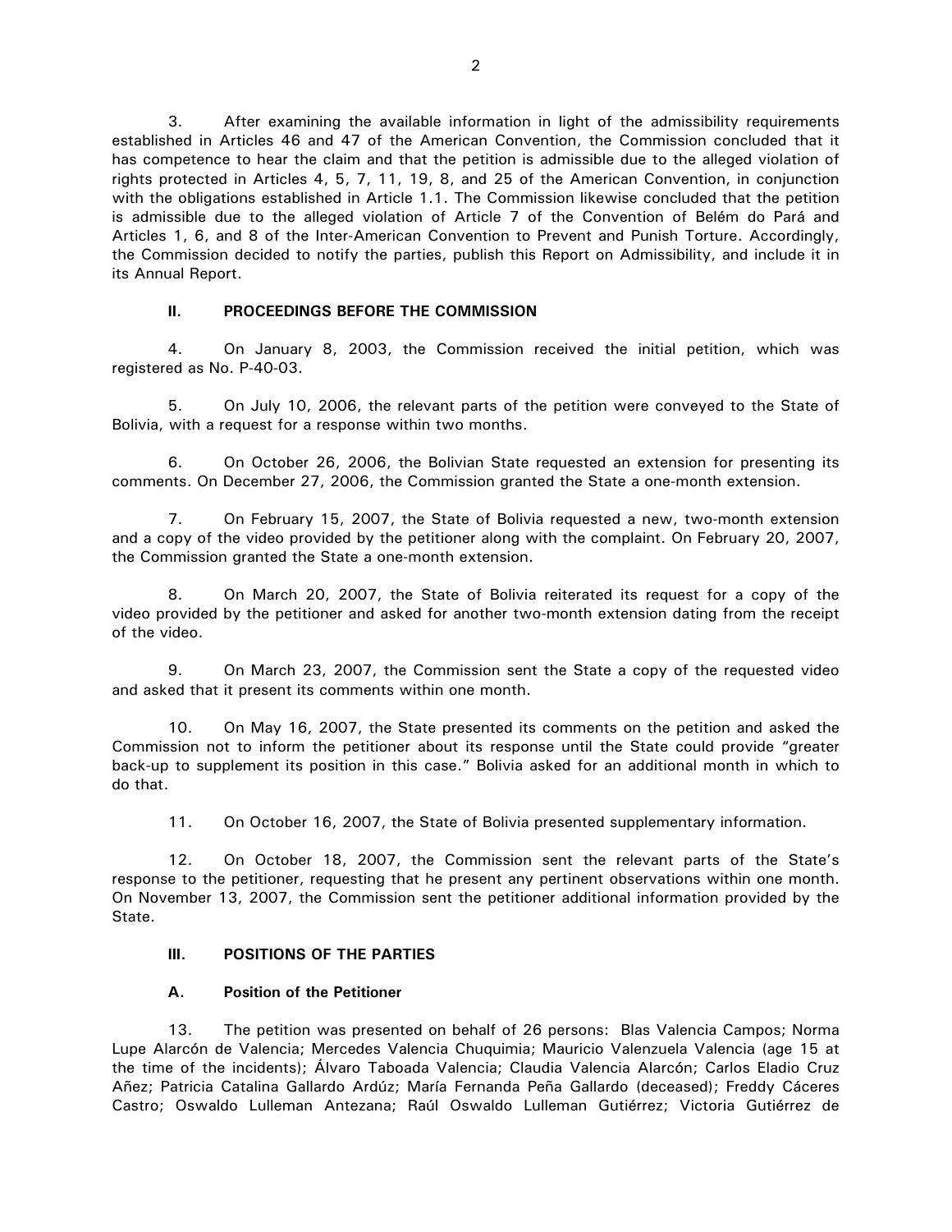3. After examining the available information in light of the admissibility requirements established in Articles 46 and 47 of the American Convention, the Commission concluded that it has competence to hear the claim and that the petition is admissible due to the alleged violation of rights protected in Articles 4, 5, 7, 11, 19, 8, and 25 of the American Convention, in conjunction with the obligations established in Article 1.1. The Commission likewise concluded that the petition is admissible due to the alleged violation of Article 7 of the Convention of Belém do Pará and Articles 1, 6, and 8 of the Inter-American Convention to Prevent and Punish Torture. Accordingly, the Commission decided to notify the parties, publish this Report on Admissibility, and include it in its Annual Report.

## II. PROCEEDINGS BEFORE THE COMMISSION

4. On January 8, 2003, the Commission received the initial petition, which was registered as No. P-40-03.

5. On July 10, 2006, the relevant parts of the petition were conveyed to the State of Bolivia, with a request for a response within two months.

6. On October 26, 2006, the Bolivian State requested an extension for presenting its comments. On December 27, 2006, the Commission granted the State a one-month extension.

7. On February 15, 2007, the State of Bolivia requested a new, two-month extension and a copy of the video provided by the petitioner along with the complaint. On February 20, 2007, the Commission granted the State a one-month extension.

8. On March 20, 2007, the State of Bolivia reiterated its request for a copy of the video provided by the petitioner and asked for another two-month extension dating from the receipt of the video.

9. On March 23, 2007, the Commission sent the State a copy of the requested video and asked that it present its comments within one month.

10. On May 16, 2007, the State presented its comments on the petition and asked the Commission not to inform the petitioner about its response until the State could provide "greater back-up to supplement its position in this case." Bolivia asked for an additional month in which to do that.

11. On October 16, 2007, the State of Bolivia presented supplementary information.

12. On October 18, 2007, the Commission sent the relevant parts of the State's response to the petitioner, requesting that he present any pertinent observations within one month. On November 13, 2007, the Commission sent the petitioner additional information provided by the State.

## III. POSITIONS OF THE PARTIES

### A. Position of the Petitioner

13. The petition was presented on behalf of 26 persons: Blas Valencia Campos; Norma Lupe Alarcón de Valencia; Mercedes Valencia Chuquimia; Mauricio Valenzuela Valencia (age 15 at the time of the incidents); Álvaro Taboada Valencia; Claudia Valencia Alarcón; Carlos Eladio Cruz Añez; Patricia Catalina Gallardo Ardúz; María Fernanda Peña Gallardo (deceased); Freddy Cáceres Castro; Oswaldo Lulleman Antezana; Raúl Oswaldo Lulleman Gutiérrez; Victoria Gutiérrez de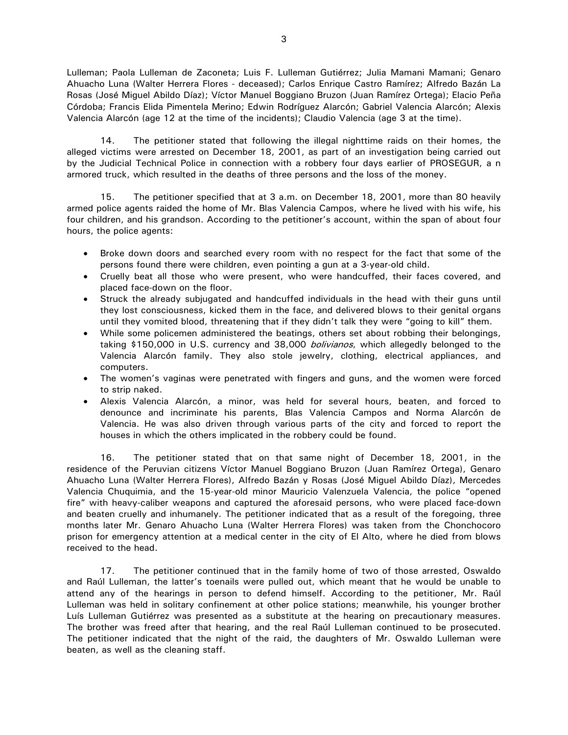Lulleman; Paola Lulleman de Zaconeta; Luis F. Lulleman Gutiérrez; Julia Mamani Mamani; Genaro Ahuacho Luna (Walter Herrera Flores - deceased); Carlos Enrique Castro Ramírez; Alfredo Bazán La Rosas (José Miguel Abildo Díaz); Víctor Manuel Boggiano Bruzon (Juan Ramírez Ortega); Elacio Peña Córdoba; Francis Elida Pimentela Merino; Edwin Rodríguez Alarcón; Gabriel Valencia Alarcón; Alexis Valencia Alarcón (age 12 at the time of the incidents); Claudio Valencia (age 3 at the time).

14. The petitioner stated that following the illegal nighttime raids on their homes, the alleged victims were arrested on December 18, 2001, as part of an investigation being carried out by the Judicial Technical Police in connection with a robbery four days earlier of PROSEGUR, a n armored truck, which resulted in the deaths of three persons and the loss of the money.

15. The petitioner specified that at 3 a.m. on December 18, 2001, more than 80 heavily armed police agents raided the home of Mr. Blas Valencia Campos, where he lived with his wife, his four children, and his grandson. According to the petitioner's account, within the span of about four hours, the police agents:

- Broke down doors and searched every room with no respect for the fact that some of the persons found there were children, even pointing a gun at a 3-year-old child.
- Cruelly beat all those who were present, who were handcuffed, their faces covered, and placed face-down on the floor.
- Struck the already subjugated and handcuffed individuals in the head with their guns until they lost consciousness, kicked them in the face, and delivered blows to their genital organs until they vomited blood, threatening that if they didn't talk they were "going to kill" them.
- While some policemen administered the beatings, others set about robbing their belongings, taking $150,000 in U.S. currency and 38,000 *bolivianos*, which allegedly belonged to the Valencia Alarcón family. They also stole jewelry, clothing, electrical appliances, and computers.
- The women's vaginas were penetrated with fingers and guns, and the women were forced to strip naked.
- Alexis Valencia Alarcón, a minor, was held for several hours, beaten, and forced to denounce and incriminate his parents, Blas Valencia Campos and Norma Alarcón de Valencia. He was also driven through various parts of the city and forced to report the houses in which the others implicated in the robbery could be found.

16. The petitioner stated that on that same night of December 18, 2001, in the residence of the Peruvian citizens Víctor Manuel Boggiano Bruzon (Juan Ramírez Ortega), Genaro Ahuacho Luna (Walter Herrera Flores), Alfredo Bazán y Rosas (José Miguel Abildo Díaz), Mercedes Valencia Chuquimia, and the 15-year-old minor Mauricio Valenzuela Valencia, the police "opened fire" with heavy-caliber weapons and captured the aforesaid persons, who were placed face-down and beaten cruelly and inhumanely. The petitioner indicated that as a result of the foregoing, three months later Mr. Genaro Ahuacho Luna (Walter Herrera Flores) was taken from the Chonchocoro prison for emergency attention at a medical center in the city of El Alto, where he died from blows received to the head.

17. The petitioner continued that in the family home of two of those arrested, Oswaldo and Raúl Lulleman, the latter's toenails were pulled out, which meant that he would be unable to attend any of the hearings in person to defend himself. According to the petitioner, Mr. Raúl Lulleman was held in solitary confinement at other police stations; meanwhile, his younger brother Luís Lulleman Gutiérrez was presented as a substitute at the hearing on precautionary measures. The brother was freed after that hearing, and the real Raúl Lulleman continued to be prosecuted. The petitioner indicated that the night of the raid, the daughters of Mr. Oswaldo Lulleman were beaten, as well as the cleaning staff.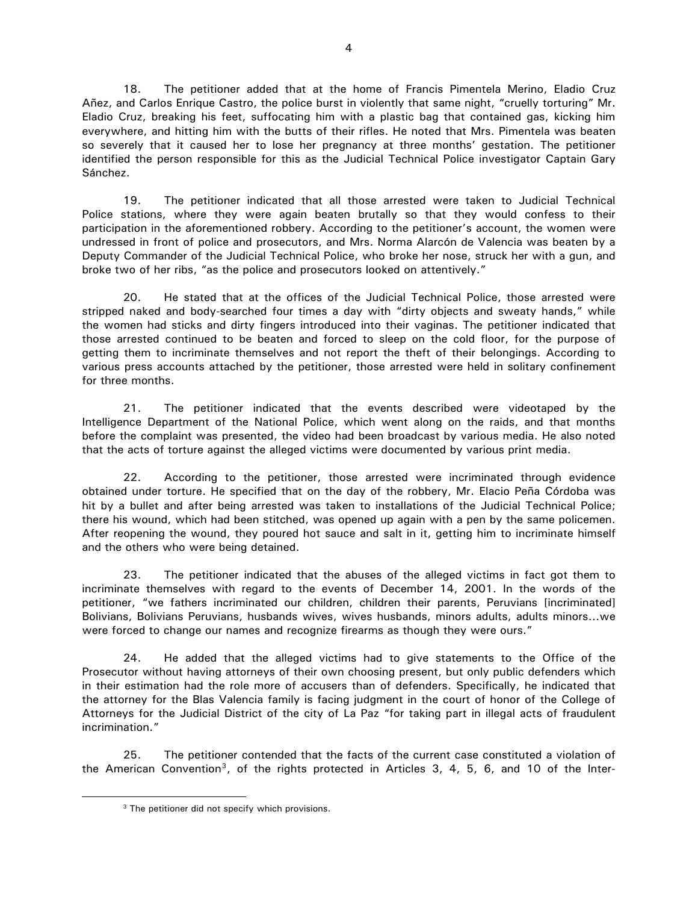18. The petitioner added that at the home of Francis Pimentela Merino, Eladio Cruz Añez, and Carlos Enrique Castro, the police burst in violently that same night, "cruelly torturing" Mr. Eladio Cruz, breaking his feet, suffocating him with a plastic bag that contained gas, kicking him everywhere, and hitting him with the butts of their rifles. He noted that Mrs. Pimentela was beaten so severely that it caused her to lose her pregnancy at three months' gestation. The petitioner identified the person responsible for this as the Judicial Technical Police investigator Captain Gary Sánchez.

19. The petitioner indicated that all those arrested were taken to Judicial Technical Police stations, where they were again beaten brutally so that they would confess to their participation in the aforementioned robbery. According to the petitioner's account, the women were undressed in front of police and prosecutors, and Mrs. Norma Alarcón de Valencia was beaten by a Deputy Commander of the Judicial Technical Police, who broke her nose, struck her with a gun, and broke two of her ribs, "as the police and prosecutors looked on attentively."

20. He stated that at the offices of the Judicial Technical Police, those arrested were stripped naked and body-searched four times a day with "dirty objects and sweaty hands," while the women had sticks and dirty fingers introduced into their vaginas. The petitioner indicated that those arrested continued to be beaten and forced to sleep on the cold floor, for the purpose of getting them to incriminate themselves and not report the theft of their belongings. According to various press accounts attached by the petitioner, those arrested were held in solitary confinement for three months.

21. The petitioner indicated that the events described were videotaped by the Intelligence Department of the National Police, which went along on the raids, and that months before the complaint was presented, the video had been broadcast by various media. He also noted that the acts of torture against the alleged victims were documented by various print media.

22. According to the petitioner, those arrested were incriminated through evidence obtained under torture. He specified that on the day of the robbery, Mr. Elacio Peña Córdoba was hit by a bullet and after being arrested was taken to installations of the Judicial Technical Police; there his wound, which had been stitched, was opened up again with a pen by the same policemen. After reopening the wound, they poured hot sauce and salt in it, getting him to incriminate himself and the others who were being detained.

23. The petitioner indicated that the abuses of the alleged victims in fact got them to incriminate themselves with regard to the events of December 14, 2001. In the words of the petitioner, "we fathers incriminated our children, children their parents, Peruvians [incriminated] Bolivians, Bolivians Peruvians, husbands wives, wives husbands, minors adults, adults minors…we were forced to change our names and recognize firearms as though they were ours."

24. He added that the alleged victims had to give statements to the Office of the Prosecutor without having attorneys of their own choosing present, but only public defenders which in their estimation had the role more of accusers than of defenders. Specifically, he indicated that the attorney for the Blas Valencia family is facing judgment in the court of honor of the College of Attorneys for the Judicial District of the city of La Paz "for taking part in illegal acts of fraudulent incrimination."

25. The petitioner contended that the facts of the current case constituted a violation of the American Convention[3], of the rights protected in Articles 3, 4, 5, 6, and 10 of the Inter-

[3] The petitioner did not specify which provisions.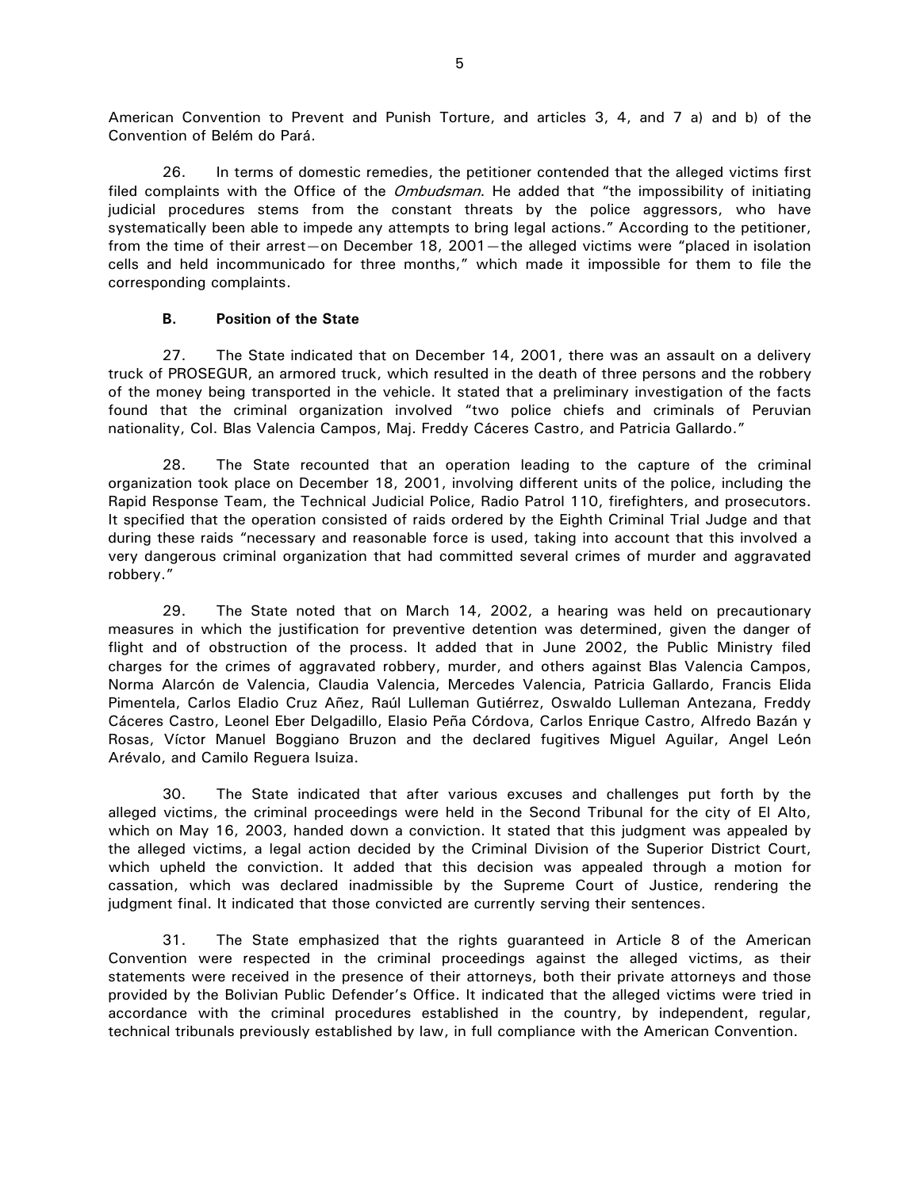American Convention to Prevent and Punish Torture, and articles 3, 4, and 7 a) and b) of the Convention of Belém do Pará.

26. In terms of domestic remedies, the petitioner contended that the alleged victims first filed complaints with the Office of the *Ombudsman*. He added that "the impossibility of initiating judicial procedures stems from the constant threats by the police aggressors, who have systematically been able to impede any attempts to bring legal actions." According to the petitioner, from the time of their arrest—on December 18, 2001—the alleged victims were "placed in isolation cells and held incommunicado for three months," which made it impossible for them to file the corresponding complaints.

### B. Position of the State

27. The State indicated that on December 14, 2001, there was an assault on a delivery truck of PROSEGUR, an armored truck, which resulted in the death of three persons and the robbery of the money being transported in the vehicle. It stated that a preliminary investigation of the facts found that the criminal organization involved "two police chiefs and criminals of Peruvian nationality, Col. Blas Valencia Campos, Maj. Freddy Cáceres Castro, and Patricia Gallardo."

28. The State recounted that an operation leading to the capture of the criminal organization took place on December 18, 2001, involving different units of the police, including the Rapid Response Team, the Technical Judicial Police, Radio Patrol 110, firefighters, and prosecutors. It specified that the operation consisted of raids ordered by the Eighth Criminal Trial Judge and that during these raids "necessary and reasonable force is used, taking into account that this involved a very dangerous criminal organization that had committed several crimes of murder and aggravated robbery."

29. The State noted that on March 14, 2002, a hearing was held on precautionary measures in which the justification for preventive detention was determined, given the danger of flight and of obstruction of the process. It added that in June 2002, the Public Ministry filed charges for the crimes of aggravated robbery, murder, and others against Blas Valencia Campos, Norma Alarcón de Valencia, Claudia Valencia, Mercedes Valencia, Patricia Gallardo, Francis Elida Pimentela, Carlos Eladio Cruz Añez, Raúl Lulleman Gutiérrez, Oswaldo Lulleman Antezana, Freddy Cáceres Castro, Leonel Eber Delgadillo, Elasio Peña Córdova, Carlos Enrique Castro, Alfredo Bazán y Rosas, Víctor Manuel Boggiano Bruzon and the declared fugitives Miguel Aguilar, Angel León Arévalo, and Camilo Reguera Isuiza.

30. The State indicated that after various excuses and challenges put forth by the alleged victims, the criminal proceedings were held in the Second Tribunal for the city of El Alto, which on May 16, 2003, handed down a conviction. It stated that this judgment was appealed by the alleged victims, a legal action decided by the Criminal Division of the Superior District Court, which upheld the conviction. It added that this decision was appealed through a motion for cassation, which was declared inadmissible by the Supreme Court of Justice, rendering the judgment final. It indicated that those convicted are currently serving their sentences.

31. The State emphasized that the rights guaranteed in Article 8 of the American Convention were respected in the criminal proceedings against the alleged victims, as their statements were received in the presence of their attorneys, both their private attorneys and those provided by the Bolivian Public Defender's Office. It indicated that the alleged victims were tried in accordance with the criminal procedures established in the country, by independent, regular, technical tribunals previously established by law, in full compliance with the American Convention.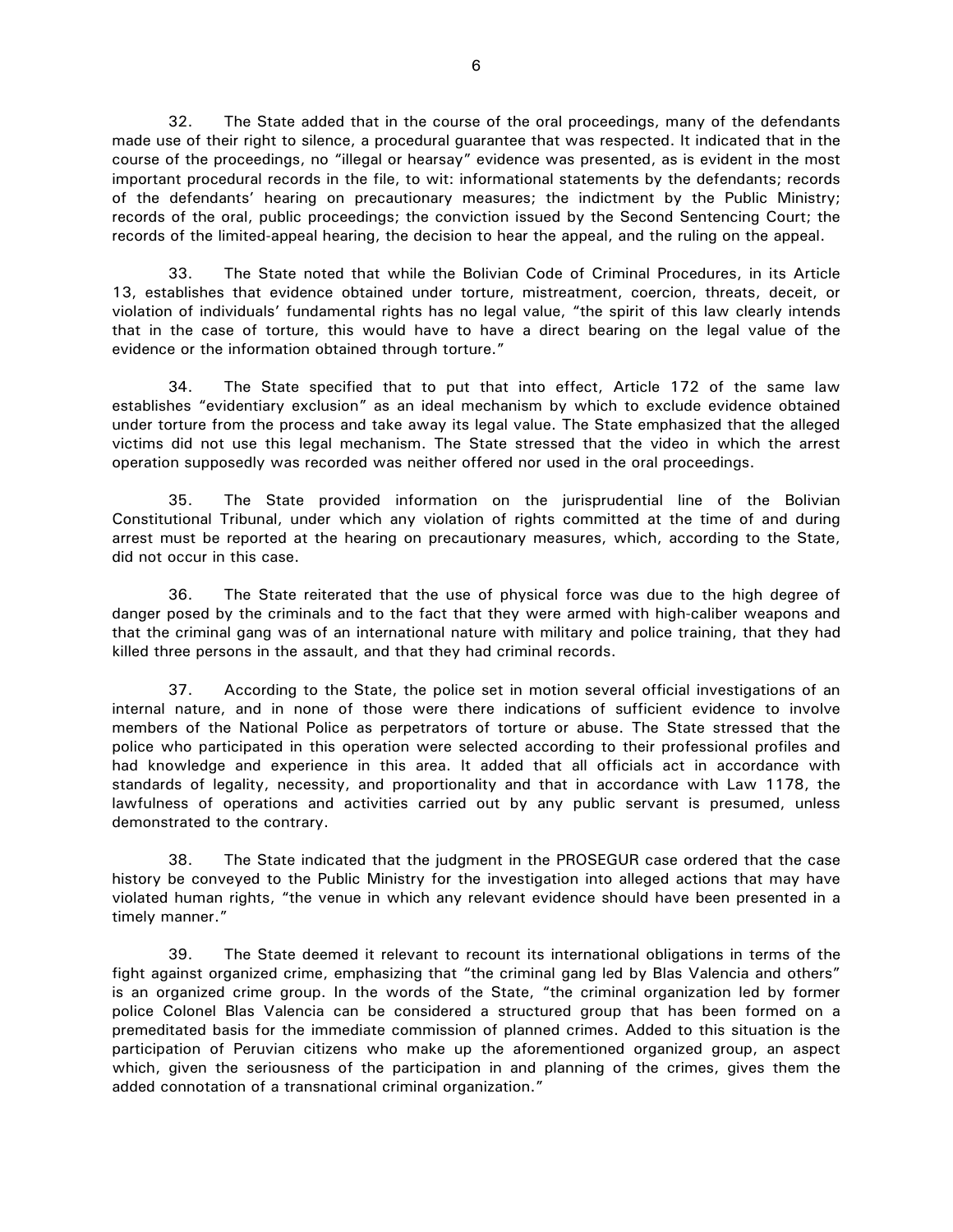32. The State added that in the course of the oral proceedings, many of the defendants made use of their right to silence, a procedural guarantee that was respected. It indicated that in the course of the proceedings, no "illegal or hearsay" evidence was presented, as is evident in the most important procedural records in the file, to wit: informational statements by the defendants; records of the defendants' hearing on precautionary measures; the indictment by the Public Ministry; records of the oral, public proceedings; the conviction issued by the Second Sentencing Court; the records of the limited-appeal hearing, the decision to hear the appeal, and the ruling on the appeal.

33. The State noted that while the Bolivian Code of Criminal Procedures, in its Article 13, establishes that evidence obtained under torture, mistreatment, coercion, threats, deceit, or violation of individuals' fundamental rights has no legal value, "the spirit of this law clearly intends that in the case of torture, this would have to have a direct bearing on the legal value of the evidence or the information obtained through torture."

34. The State specified that to put that into effect, Article 172 of the same law establishes "evidentiary exclusion" as an ideal mechanism by which to exclude evidence obtained under torture from the process and take away its legal value. The State emphasized that the alleged victims did not use this legal mechanism. The State stressed that the video in which the arrest operation supposedly was recorded was neither offered nor used in the oral proceedings.

35. The State provided information on the jurisprudential line of the Bolivian Constitutional Tribunal, under which any violation of rights committed at the time of and during arrest must be reported at the hearing on precautionary measures, which, according to the State, did not occur in this case.

36. The State reiterated that the use of physical force was due to the high degree of danger posed by the criminals and to the fact that they were armed with high-caliber weapons and that the criminal gang was of an international nature with military and police training, that they had killed three persons in the assault, and that they had criminal records.

37. According to the State, the police set in motion several official investigations of an internal nature, and in none of those were there indications of sufficient evidence to involve members of the National Police as perpetrators of torture or abuse. The State stressed that the police who participated in this operation were selected according to their professional profiles and had knowledge and experience in this area. It added that all officials act in accordance with standards of legality, necessity, and proportionality and that in accordance with Law 1178, the lawfulness of operations and activities carried out by any public servant is presumed, unless demonstrated to the contrary.

38. The State indicated that the judgment in the PROSEGUR case ordered that the case history be conveyed to the Public Ministry for the investigation into alleged actions that may have violated human rights, "the venue in which any relevant evidence should have been presented in a timely manner."

39. The State deemed it relevant to recount its international obligations in terms of the fight against organized crime, emphasizing that "the criminal gang led by Blas Valencia and others" is an organized crime group. In the words of the State, "the criminal organization led by former police Colonel Blas Valencia can be considered a structured group that has been formed on a premeditated basis for the immediate commission of planned crimes. Added to this situation is the participation of Peruvian citizens who make up the aforementioned organized group, an aspect which, given the seriousness of the participation in and planning of the crimes, gives them the added connotation of a transnational criminal organization."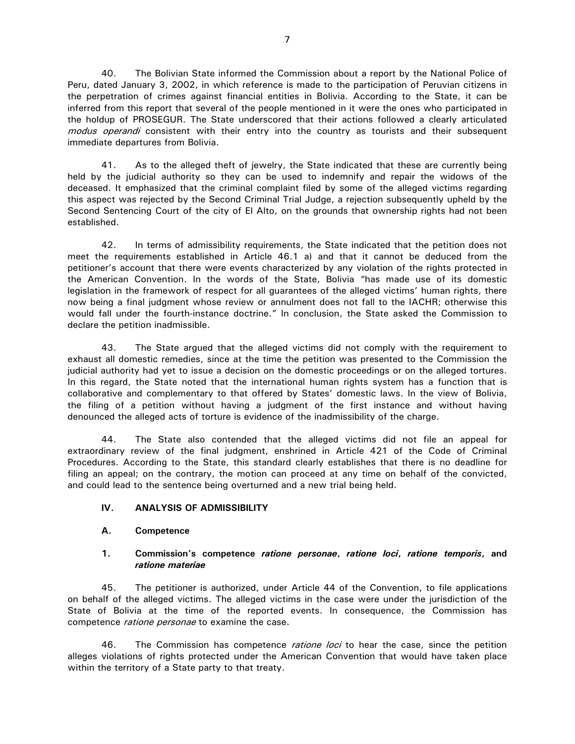40. The Bolivian State informed the Commission about a report by the National Police of Peru, dated January 3, 2002, in which reference is made to the participation of Peruvian citizens in the perpetration of crimes against financial entities in Bolivia. According to the State, it can be inferred from this report that several of the people mentioned in it were the ones who participated in the holdup of PROSEGUR. The State underscored that their actions followed a clearly articulated *modus operandi* consistent with their entry into the country as tourists and their subsequent immediate departures from Bolivia.

41. As to the alleged theft of jewelry, the State indicated that these are currently being held by the judicial authority so they can be used to indemnify and repair the widows of the deceased. It emphasized that the criminal complaint filed by some of the alleged victims regarding this aspect was rejected by the Second Criminal Trial Judge, a rejection subsequently upheld by the Second Sentencing Court of the city of El Alto, on the grounds that ownership rights had not been established.

42. In terms of admissibility requirements, the State indicated that the petition does not meet the requirements established in Article 46.1 a) and that it cannot be deduced from the petitioner's account that there were events characterized by any violation of the rights protected in the American Convention. In the words of the State, Bolivia "has made use of its domestic legislation in the framework of respect for all guarantees of the alleged victims' human rights, there now being a final judgment whose review or annulment does not fall to the IACHR; otherwise this would fall under the fourth-instance doctrine." In conclusion, the State asked the Commission to declare the petition inadmissible.

43. The State argued that the alleged victims did not comply with the requirement to exhaust all domestic remedies, since at the time the petition was presented to the Commission the judicial authority had yet to issue a decision on the domestic proceedings or on the alleged tortures. In this regard, the State noted that the international human rights system has a function that is collaborative and complementary to that offered by States' domestic laws. In the view of Bolivia, the filing of a petition without having a judgment of the first instance and without having denounced the alleged acts of torture is evidence of the inadmissibility of the charge.

44. The State also contended that the alleged victims did not file an appeal for extraordinary review of the final judgment, enshrined in Article 421 of the Code of Criminal Procedures. According to the State, this standard clearly establishes that there is no deadline for filing an appeal; on the contrary, the motion can proceed at any time on behalf of the convicted, and could lead to the sentence being overturned and a new trial being held.

## IV. ANALYSIS OF ADMISSIBILITY

### A. Competence

#### 1. Commission's competence *ratione personae*, *ratione loci*, *ratione temporis*, and *ratione materiae*

45. The petitioner is authorized, under Article 44 of the Convention, to file applications on behalf of the alleged victims. The alleged victims in the case were under the jurisdiction of the State of Bolivia at the time of the reported events. In consequence, the Commission has competence *ratione personae* to examine the case.

46. The Commission has competence *ratione loci* to hear the case, since the petition alleges violations of rights protected under the American Convention that would have taken place within the territory of a State party to that treaty.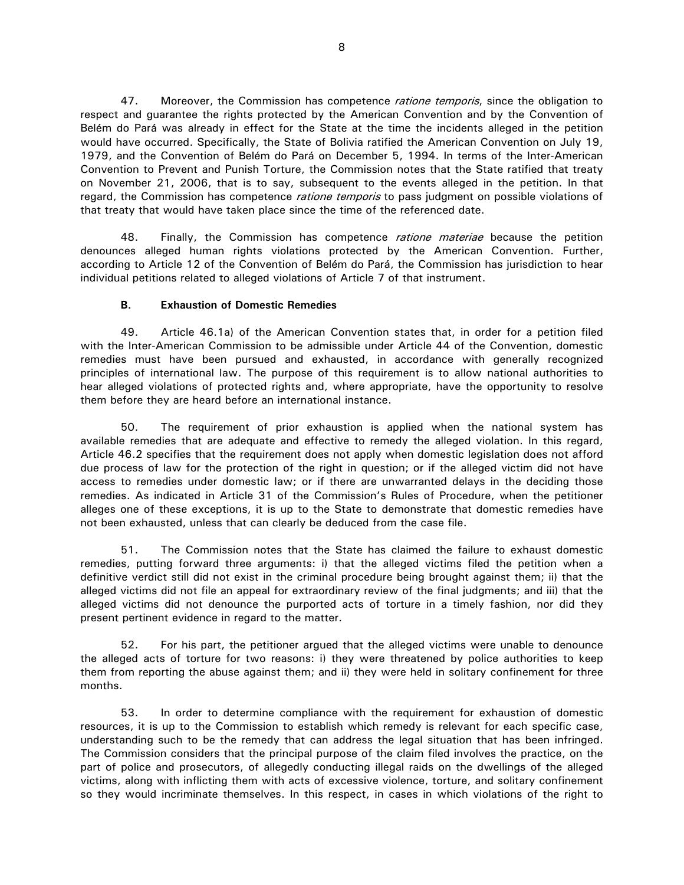47. Moreover, the Commission has competence *ratione temporis*, since the obligation to respect and guarantee the rights protected by the American Convention and by the Convention of Belém do Pará was already in effect for the State at the time the incidents alleged in the petition would have occurred. Specifically, the State of Bolivia ratified the American Convention on July 19, 1979, and the Convention of Belém do Pará on December 5, 1994. In terms of the Inter-American Convention to Prevent and Punish Torture, the Commission notes that the State ratified that treaty on November 21, 2006, that is to say, subsequent to the events alleged in the petition. In that regard, the Commission has competence *ratione temporis* to pass judgment on possible violations of that treaty that would have taken place since the time of the referenced date.

48. Finally, the Commission has competence *ratione materiae* because the petition denounces alleged human rights violations protected by the American Convention. Further, according to Article 12 of the Convention of Belém do Pará, the Commission has jurisdiction to hear individual petitions related to alleged violations of Article 7 of that instrument.

### B. Exhaustion of Domestic Remedies

49. Article 46.1a) of the American Convention states that, in order for a petition filed with the Inter-American Commission to be admissible under Article 44 of the Convention, domestic remedies must have been pursued and exhausted, in accordance with generally recognized principles of international law. The purpose of this requirement is to allow national authorities to hear alleged violations of protected rights and, where appropriate, have the opportunity to resolve them before they are heard before an international instance.

50. The requirement of prior exhaustion is applied when the national system has available remedies that are adequate and effective to remedy the alleged violation. In this regard, Article 46.2 specifies that the requirement does not apply when domestic legislation does not afford due process of law for the protection of the right in question; or if the alleged victim did not have access to remedies under domestic law; or if there are unwarranted delays in the deciding those remedies. As indicated in Article 31 of the Commission's Rules of Procedure, when the petitioner alleges one of these exceptions, it is up to the State to demonstrate that domestic remedies have not been exhausted, unless that can clearly be deduced from the case file.

51. The Commission notes that the State has claimed the failure to exhaust domestic remedies, putting forward three arguments: i) that the alleged victims filed the petition when a definitive verdict still did not exist in the criminal procedure being brought against them; ii) that the alleged victims did not file an appeal for extraordinary review of the final judgments; and iii) that the alleged victims did not denounce the purported acts of torture in a timely fashion, nor did they present pertinent evidence in regard to the matter.

52. For his part, the petitioner argued that the alleged victims were unable to denounce the alleged acts of torture for two reasons: i) they were threatened by police authorities to keep them from reporting the abuse against them; and ii) they were held in solitary confinement for three months.

53. In order to determine compliance with the requirement for exhaustion of domestic resources, it is up to the Commission to establish which remedy is relevant for each specific case, understanding such to be the remedy that can address the legal situation that has been infringed. The Commission considers that the principal purpose of the claim filed involves the practice, on the part of police and prosecutors, of allegedly conducting illegal raids on the dwellings of the alleged victims, along with inflicting them with acts of excessive violence, torture, and solitary confinement so they would incriminate themselves. In this respect, in cases in which violations of the right to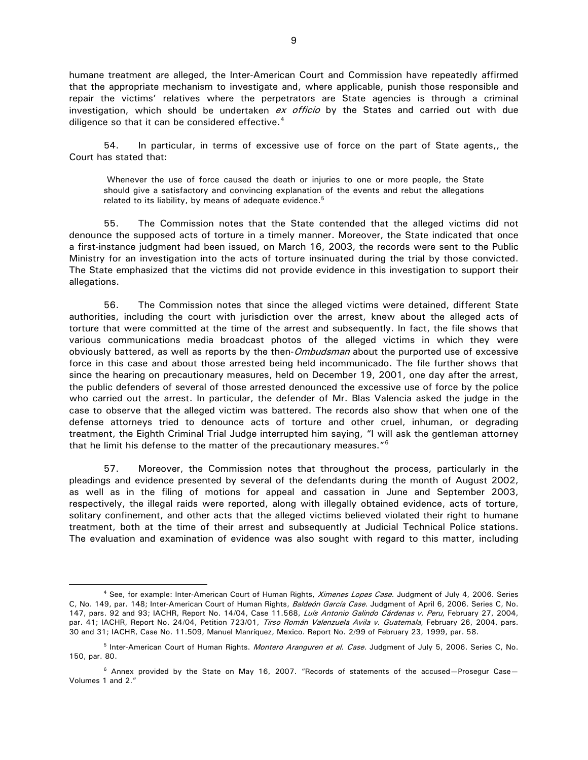humane treatment are alleged, the Inter-American Court and Commission have repeatedly affirmed that the appropriate mechanism to investigate and, where applicable, punish those responsible and repair the victims' relatives where the perpetrators are State agencies is through a criminal investigation, which should be undertaken *ex officio* by the States and carried out with due diligence so that it can be considered effective.[4]

54. In particular, in terms of excessive use of force on the part of State agents,, the Court has stated that:

> Whenever the use of force caused the death or injuries to one or more people, the State should give a satisfactory and convincing explanation of the events and rebut the allegations related to its liability, by means of adequate evidence.[5]

55. The Commission notes that the State contended that the alleged victims did not denounce the supposed acts of torture in a timely manner. Moreover, the State indicated that once a first-instance judgment had been issued, on March 16, 2003, the records were sent to the Public Ministry for an investigation into the acts of torture insinuated during the trial by those convicted. The State emphasized that the victims did not provide evidence in this investigation to support their allegations.

56. The Commission notes that since the alleged victims were detained, different State authorities, including the court with jurisdiction over the arrest, knew about the alleged acts of torture that were committed at the time of the arrest and subsequently. In fact, the file shows that various communications media broadcast photos of the alleged victims in which they were obviously battered, as well as reports by the then-*Ombudsman* about the purported use of excessive force in this case and about those arrested being held incommunicado. The file further shows that since the hearing on precautionary measures, held on December 19, 2001, one day after the arrest, the public defenders of several of those arrested denounced the excessive use of force by the police who carried out the arrest. In particular, the defender of Mr. Blas Valencia asked the judge in the case to observe that the alleged victim was battered. The records also show that when one of the defense attorneys tried to denounce acts of torture and other cruel, inhuman, or degrading treatment, the Eighth Criminal Trial Judge interrupted him saying, "I will ask the gentleman attorney that he limit his defense to the matter of the precautionary measures."[6]

57. Moreover, the Commission notes that throughout the process, particularly in the pleadings and evidence presented by several of the defendants during the month of August 2002, as well as in the filing of motions for appeal and cassation in June and September 2003, respectively, the illegal raids were reported, along with illegally obtained evidence, acts of torture, solitary confinement, and other acts that the alleged victims believed violated their right to humane treatment, both at the time of their arrest and subsequently at Judicial Technical Police stations. The evaluation and examination of evidence was also sought with regard to this matter, including

---

[4] See, for example: Inter-American Court of Human Rights, *Ximenes Lopes Case*. Judgment of July 4, 2006. Series C, No. 149, par. 148; Inter-American Court of Human Rights, *Baldeón García Case*. Judgment of April 6, 2006. Series C, No. 147, pars. 92 and 93; IACHR, Report No. 14/04, Case 11.568, *Luís Antonio Galindo Cárdenas v. Peru*, February 27, 2004, par. 41; IACHR, Report No. 24/04, Petition 723/01, *Tirso Román Valenzuela Avila v. Guatemala*, February 26, 2004, pars. 30 and 31; IACHR, Case No. 11.509, Manuel Manríquez, Mexico. Report No. 2/99 of February 23, 1999, par. 58.

[5] Inter-American Court of Human Rights. *Montero Aranguren et al. Case*. Judgment of July 5, 2006. Series C, No. 150, par. 80.

[6] Annex provided by the State on May 16, 2007. "Records of statements of the accused—Prosegur Case—Volumes 1 and 2."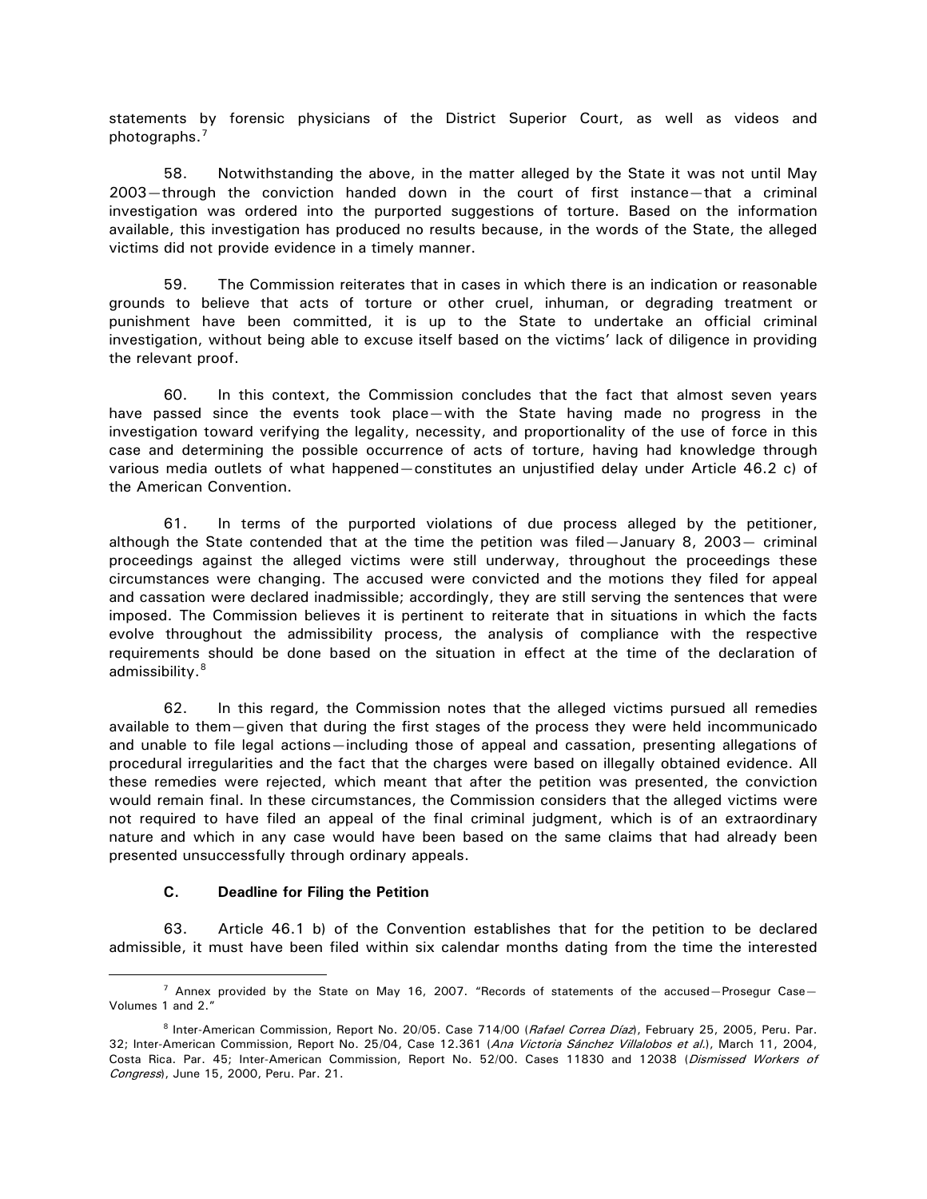statements by forensic physicians of the District Superior Court, as well as videos and photographs.[7]

58. Notwithstanding the above, in the matter alleged by the State it was not until May 2003—through the conviction handed down in the court of first instance—that a criminal investigation was ordered into the purported suggestions of torture. Based on the information available, this investigation has produced no results because, in the words of the State, the alleged victims did not provide evidence in a timely manner.

59. The Commission reiterates that in cases in which there is an indication or reasonable grounds to believe that acts of torture or other cruel, inhuman, or degrading treatment or punishment have been committed, it is up to the State to undertake an official criminal investigation, without being able to excuse itself based on the victims' lack of diligence in providing the relevant proof.

60. In this context, the Commission concludes that the fact that almost seven years have passed since the events took place—with the State having made no progress in the investigation toward verifying the legality, necessity, and proportionality of the use of force in this case and determining the possible occurrence of acts of torture, having had knowledge through various media outlets of what happened—constitutes an unjustified delay under Article 46.2 c) of the American Convention.

61. In terms of the purported violations of due process alleged by the petitioner, although the State contended that at the time the petition was filed—January 8, 2003— criminal proceedings against the alleged victims were still underway, throughout the proceedings these circumstances were changing. The accused were convicted and the motions they filed for appeal and cassation were declared inadmissible; accordingly, they are still serving the sentences that were imposed. The Commission believes it is pertinent to reiterate that in situations in which the facts evolve throughout the admissibility process, the analysis of compliance with the respective requirements should be done based on the situation in effect at the time of the declaration of admissibility.[8]

62. In this regard, the Commission notes that the alleged victims pursued all remedies available to them—given that during the first stages of the process they were held incommunicado and unable to file legal actions—including those of appeal and cassation, presenting allegations of procedural irregularities and the fact that the charges were based on illegally obtained evidence. All these remedies were rejected, which meant that after the petition was presented, the conviction would remain final. In these circumstances, the Commission considers that the alleged victims were not required to have filed an appeal of the final criminal judgment, which is of an extraordinary nature and which in any case would have been based on the same claims that had already been presented unsuccessfully through ordinary appeals.

### C. Deadline for Filing the Petition

63. Article 46.1 b) of the Convention establishes that for the petition to be declared admissible, it must have been filed within six calendar months dating from the time the interested

---

[7] Annex provided by the State on May 16, 2007. "Records of statements of the accused—Prosegur Case—Volumes 1 and 2."

[8] Inter-American Commission, Report No. 20/05. Case 714/00 (*Rafael Correa Díaz*), February 25, 2005, Peru. Par. 32; Inter-American Commission, Report No. 25/04, Case 12.361 (*Ana Victoria Sánchez Villalobos et al.*), March 11, 2004, Costa Rica. Par. 45; Inter-American Commission, Report No. 52/00. Cases 11830 and 12038 (*Dismissed Workers of Congress*), June 15, 2000, Peru. Par. 21.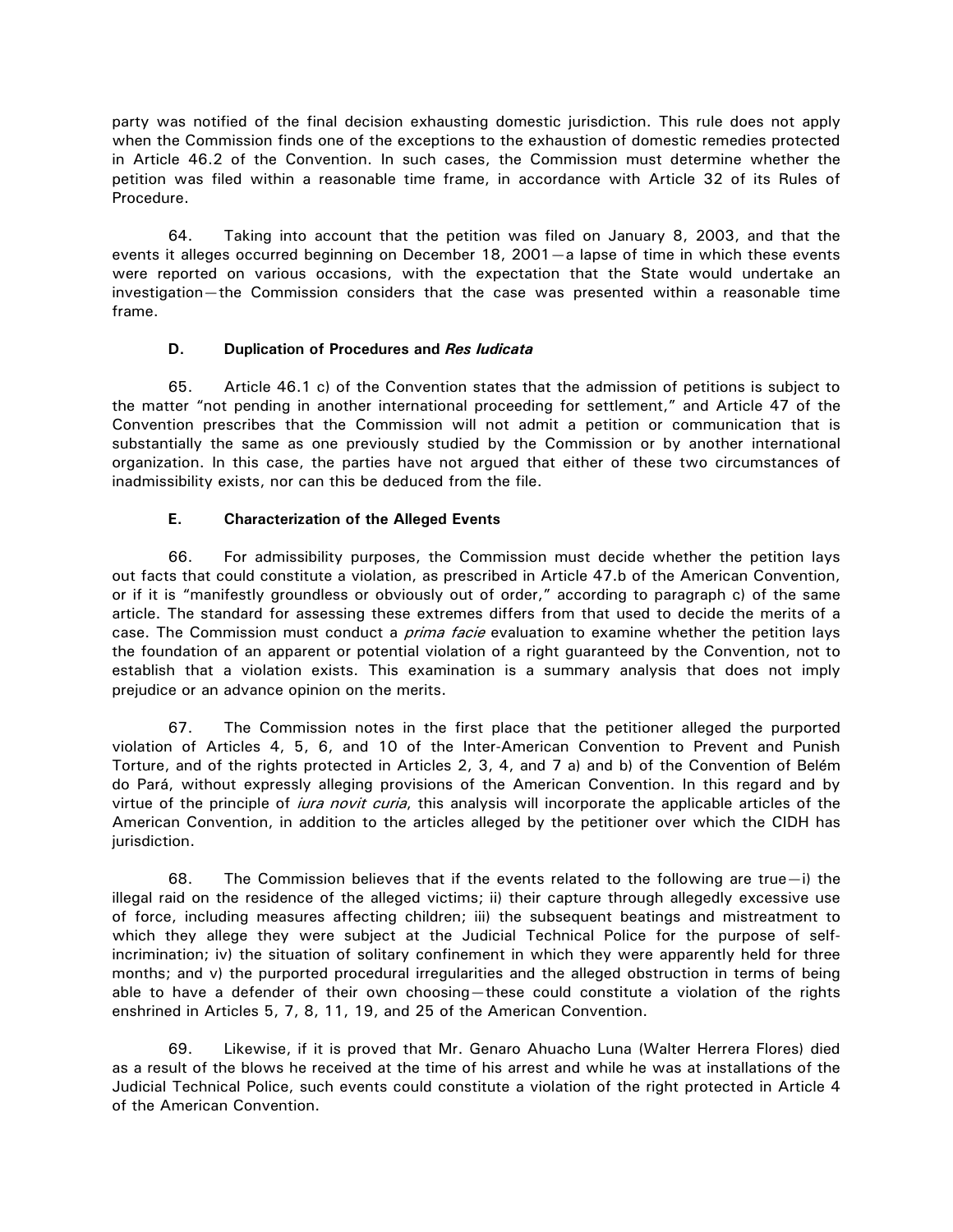party was notified of the final decision exhausting domestic jurisdiction. This rule does not apply when the Commission finds one of the exceptions to the exhaustion of domestic remedies protected in Article 46.2 of the Convention. In such cases, the Commission must determine whether the petition was filed within a reasonable time frame, in accordance with Article 32 of its Rules of Procedure.

64. Taking into account that the petition was filed on January 8, 2003, and that the events it alleges occurred beginning on December 18, 2001—a lapse of time in which these events were reported on various occasions, with the expectation that the State would undertake an investigation—the Commission considers that the case was presented within a reasonable time frame.

### D. Duplication of Procedures and *Res Iudicata*

65. Article 46.1 c) of the Convention states that the admission of petitions is subject to the matter "not pending in another international proceeding for settlement," and Article 47 of the Convention prescribes that the Commission will not admit a petition or communication that is substantially the same as one previously studied by the Commission or by another international organization. In this case, the parties have not argued that either of these two circumstances of inadmissibility exists, nor can this be deduced from the file.

### E. Characterization of the Alleged Events

66. For admissibility purposes, the Commission must decide whether the petition lays out facts that could constitute a violation, as prescribed in Article 47.b of the American Convention, or if it is "manifestly groundless or obviously out of order," according to paragraph c) of the same article. The standard for assessing these extremes differs from that used to decide the merits of a case. The Commission must conduct a *prima facie* evaluation to examine whether the petition lays the foundation of an apparent or potential violation of a right guaranteed by the Convention, not to establish that a violation exists. This examination is a summary analysis that does not imply prejudice or an advance opinion on the merits.

67. The Commission notes in the first place that the petitioner alleged the purported violation of Articles 4, 5, 6, and 10 of the Inter-American Convention to Prevent and Punish Torture, and of the rights protected in Articles 2, 3, 4, and 7 a) and b) of the Convention of Belém do Pará, without expressly alleging provisions of the American Convention. In this regard and by virtue of the principle of *iura novit curia*, this analysis will incorporate the applicable articles of the American Convention, in addition to the articles alleged by the petitioner over which the CIDH has jurisdiction.

68. The Commission believes that if the events related to the following are true—i) the illegal raid on the residence of the alleged victims; ii) their capture through allegedly excessive use of force, including measures affecting children; iii) the subsequent beatings and mistreatment to which they allege they were subject at the Judicial Technical Police for the purpose of self-incrimination; iv) the situation of solitary confinement in which they were apparently held for three months; and v) the purported procedural irregularities and the alleged obstruction in terms of being able to have a defender of their own choosing—these could constitute a violation of the rights enshrined in Articles 5, 7, 8, 11, 19, and 25 of the American Convention.

69. Likewise, if it is proved that Mr. Genaro Ahuacho Luna (Walter Herrera Flores) died as a result of the blows he received at the time of his arrest and while he was at installations of the Judicial Technical Police, such events could constitute a violation of the right protected in Article 4 of the American Convention.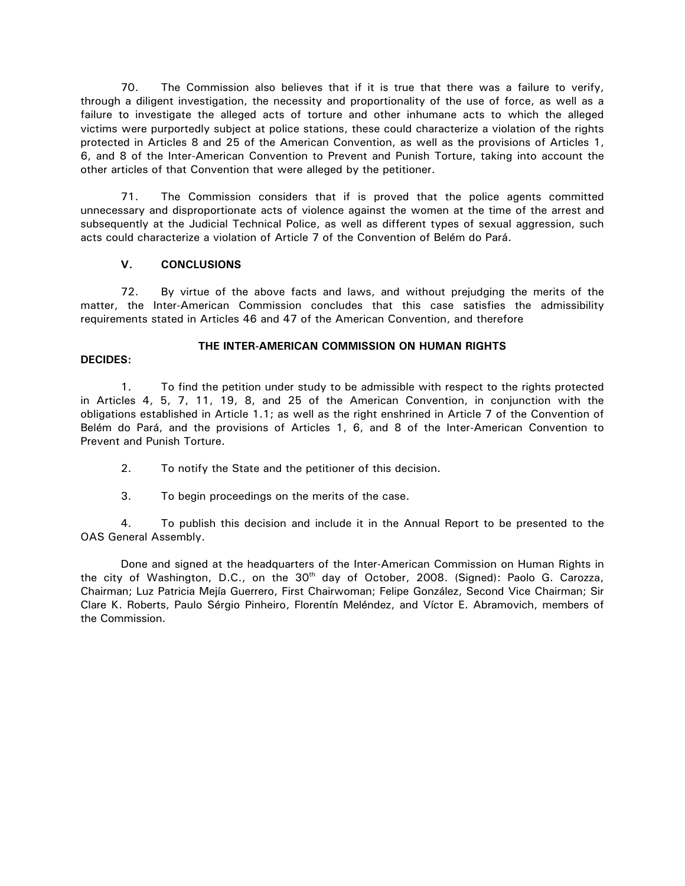70. The Commission also believes that if it is true that there was a failure to verify, through a diligent investigation, the necessity and proportionality of the use of force, as well as a failure to investigate the alleged acts of torture and other inhumane acts to which the alleged victims were purportedly subject at police stations, these could characterize a violation of the rights protected in Articles 8 and 25 of the American Convention, as well as the provisions of Articles 1, 6, and 8 of the Inter-American Convention to Prevent and Punish Torture, taking into account the other articles of that Convention that were alleged by the petitioner.

71. The Commission considers that if is proved that the police agents committed unnecessary and disproportionate acts of violence against the women at the time of the arrest and subsequently at the Judicial Technical Police, as well as different types of sexual aggression, such acts could characterize a violation of Article 7 of the Convention of Belém do Pará.

## V. CONCLUSIONS

72. By virtue of the above facts and laws, and without prejudging the merits of the matter, the Inter-American Commission concludes that this case satisfies the admissibility requirements stated in Articles 46 and 47 of the American Convention, and therefore

**THE INTER-AMERICAN COMMISSION ON HUMAN RIGHTS**

**DECIDES:**

1. To find the petition under study to be admissible with respect to the rights protected in Articles 4, 5, 7, 11, 19, 8, and 25 of the American Convention, in conjunction with the obligations established in Article 1.1; as well as the right enshrined in Article 7 of the Convention of Belém do Pará, and the provisions of Articles 1, 6, and 8 of the Inter-American Convention to Prevent and Punish Torture.

2. To notify the State and the petitioner of this decision.

3. To begin proceedings on the merits of the case.

4. To publish this decision and include it in the Annual Report to be presented to the OAS General Assembly.

Done and signed at the headquarters of the Inter-American Commission on Human Rights in the city of Washington, D.C., on the 30th day of October, 2008. (Signed): Paolo G. Carozza, Chairman; Luz Patricia Mejía Guerrero, First Chairwoman; Felipe González, Second Vice Chairman; Sir Clare K. Roberts, Paulo Sérgio Pinheiro, Florentín Meléndez, and Víctor E. Abramovich, members of the Commission.